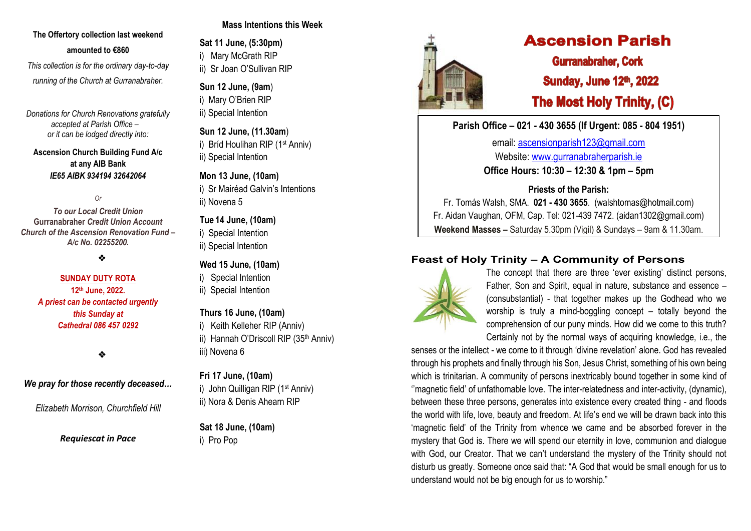**The Offertory collection last weekend**

**amounted to €860**

*This collection is for the ordinary day-to-day running of the Church at Gurranabraher.*

*Donations for Church Renovations gratefully accepted at Parish Office – or it can be lodged directly into:*

**Ascension Church Building Fund A/c at any AIB Bank**
***IE65 AIBK 934194 32642064***

*Or*

***To our Local Credit Union***
**Gurranabraher *Credit Union Account***
***Church of the Ascension Renovation Fund – A/c No. 02255200.***

❖

**SUNDAY DUTY ROTA**

**12th June, 2022.**
***A priest can be contacted urgently this Sunday at Cathedral 086 457 0292***

❖

***We pray for those recently deceased…***

*Elizabeth Morrison, Churchfield Hill*

***Requiescat in Pace***

## Mass Intentions this Week

**Sat 11 June, (5:30pm)**
i) Mary McGrath RIP
ii) Sr Joan O'Sullivan RIP

**Sun 12 June, (9am**)
i) Mary O'Brien RIP
ii) Special Intention

**Sun 12 June, (11.30am**)
i) Bríd Houlihan RIP (1st Anniv)
ii) Special Intention

**Mon 13 June, (10am)**
i) Sr Mairéad Galvin's Intentions
ii) Novena 5

**Tue 14 June, (10am)**
i) Special Intention
ii) Special Intention

**Wed 15 June, (10am)**
i) Special Intention
ii) Special Intention

**Thurs 16 June, (10am)**
i) Keith Kelleher RIP (Anniv)
ii) Hannah O'Driscoll RIP (35th Anniv)
iii) Novena 6

**Fri 17 June, (10am)**
i) John Quilligan RIP (1st Anniv)
ii) Nora & Denis Ahearn RIP

**Sat 18 June, (10am)**
i) Pro Pop

# Ascension Parish

## Gurranabraher, Cork

## Sunday, June 12th, 2022

## The Most Holy Trinity, (C)

**Parish Office – 021 - 430 3655 (If Urgent: 085 - 804 1951)**

email: ascensionparish123@gmail.com
Website: www.gurranabraherparish.ie
**Office Hours: 10:30 – 12:30 & 1pm – 5pm**

**Priests of the Parish:**
Fr. Tomás Walsh, SMA. **021 - 430 3655**. (walshtomas@hotmail.com)
Fr. Aidan Vaughan, OFM, Cap. Tel: 021-439 7472. (aidan1302@gmail.com)
**Weekend Masses –** Saturday 5.30pm (Vigil) & Sundays – 9am & 11.30am.

### Feast of Holy Trinity – A Community of Persons

The concept that there are three 'ever existing' distinct persons, Father, Son and Spirit, equal in nature, substance and essence – (consubstantial) - that together makes up the Godhead who we worship is truly a mind-boggling concept – totally beyond the comprehension of our puny minds. How did we come to this truth? Certainly not by the normal ways of acquiring knowledge, i.e., the senses or the intellect - we come to it through 'divine revelation' alone. God has revealed through his prophets and finally through his Son, Jesus Christ, something of his own being which is trinitarian. A community of persons inextricably bound together in some kind of ''magnetic field' of unfathomable love. The inter-relatedness and inter-activity, (dynamic), between these three persons, generates into existence every created thing - and floods the world with life, love, beauty and freedom. At life's end we will be drawn back into this 'magnetic field' of the Trinity from whence we came and be absorbed forever in the mystery that God is. There we will spend our eternity in love, communion and dialogue with God, our Creator. That we can't understand the mystery of the Trinity should not disturb us greatly. Someone once said that: "A God that would be small enough for us to understand would not be big enough for us to worship."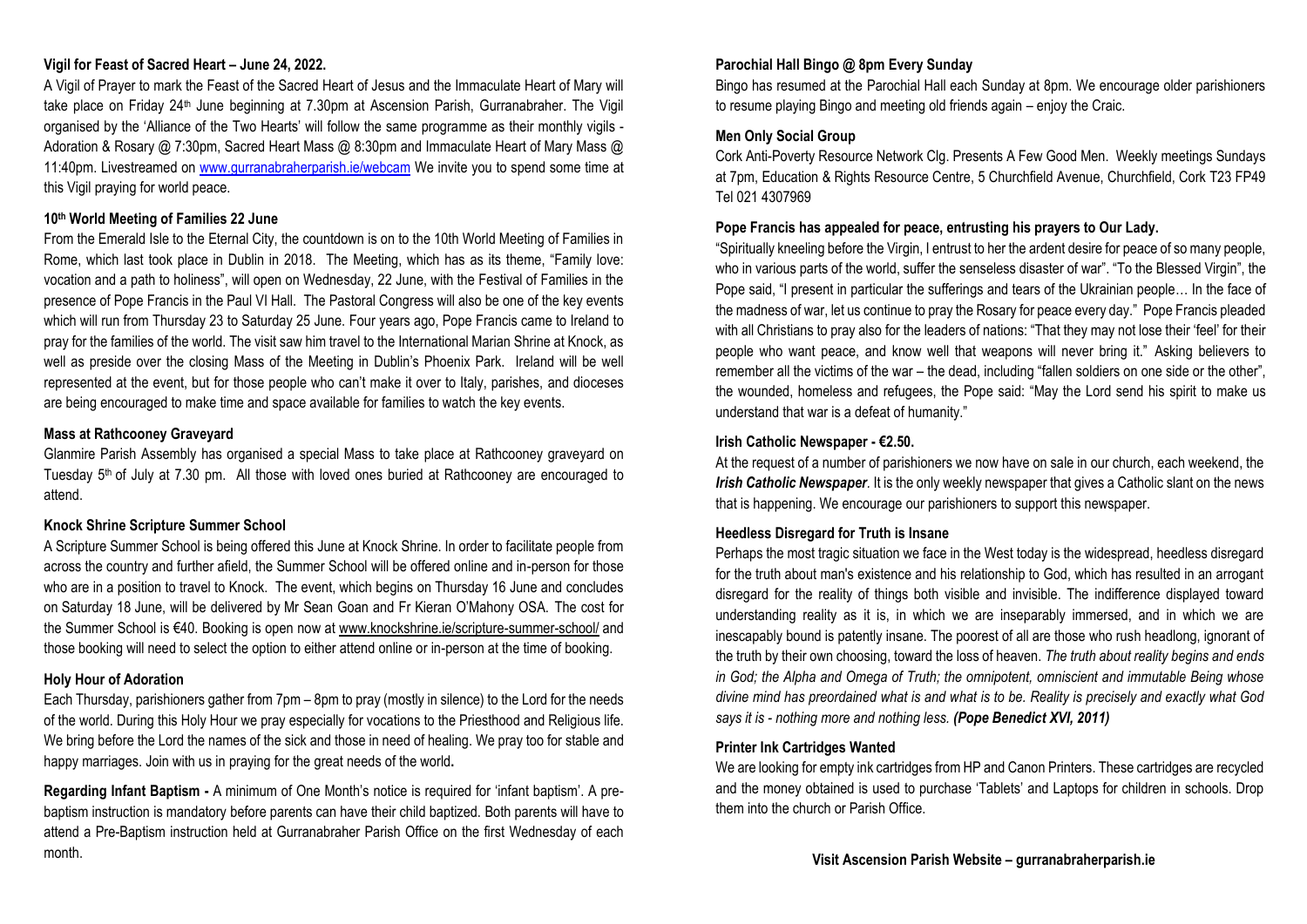### Vigil for Feast of Sacred Heart – June 24, 2022.

A Vigil of Prayer to mark the Feast of the Sacred Heart of Jesus and the Immaculate Heart of Mary will take place on Friday 24th June beginning at 7.30pm at Ascension Parish, Gurranabraher. The Vigil organised by the 'Alliance of the Two Hearts' will follow the same programme as their monthly vigils - Adoration & Rosary @ 7:30pm, Sacred Heart Mass @ 8:30pm and Immaculate Heart of Mary Mass @ 11:40pm. Livestreamed on www.gurranabraherparish.ie/webcam We invite you to spend some time at this Vigil praying for world peace.

### 10th World Meeting of Families 22 June

From the Emerald Isle to the Eternal City, the countdown is on to the 10th World Meeting of Families in Rome, which last took place in Dublin in 2018. The Meeting, which has as its theme, "Family love: vocation and a path to holiness", will open on Wednesday, 22 June, with the Festival of Families in the presence of Pope Francis in the Paul VI Hall. The Pastoral Congress will also be one of the key events which will run from Thursday 23 to Saturday 25 June. Four years ago, Pope Francis came to Ireland to pray for the families of the world. The visit saw him travel to the International Marian Shrine at Knock, as well as preside over the closing Mass of the Meeting in Dublin's Phoenix Park. Ireland will be well represented at the event, but for those people who can't make it over to Italy, parishes, and dioceses are being encouraged to make time and space available for families to watch the key events.

### Mass at Rathcooney Graveyard

Glanmire Parish Assembly has organised a special Mass to take place at Rathcooney graveyard on Tuesday 5th of July at 7.30 pm. All those with loved ones buried at Rathcooney are encouraged to attend.

### Knock Shrine Scripture Summer School

A Scripture Summer School is being offered this June at Knock Shrine. In order to facilitate people from across the country and further afield, the Summer School will be offered online and in-person for those who are in a position to travel to Knock. The event, which begins on Thursday 16 June and concludes on Saturday 18 June, will be delivered by Mr Sean Goan and Fr Kieran O'Mahony OSA. The cost for the Summer School is €40. Booking is open now at www.knockshrine.ie/scripture-summer-school/ and those booking will need to select the option to either attend online or in-person at the time of booking.

### Holy Hour of Adoration

Each Thursday, parishioners gather from 7pm – 8pm to pray (mostly in silence) to the Lord for the needs of the world. During this Holy Hour we pray especially for vocations to the Priesthood and Religious life. We bring before the Lord the names of the sick and those in need of healing. We pray too for stable and happy marriages. Join with us in praying for the great needs of the world**.**

**Regarding Infant Baptism -** A minimum of One Month's notice is required for 'infant baptism'. A pre-baptism instruction is mandatory before parents can have their child baptized. Both parents will have to attend a Pre-Baptism instruction held at Gurranabraher Parish Office on the first Wednesday of each month.

### Parochial Hall Bingo @ 8pm Every Sunday

Bingo has resumed at the Parochial Hall each Sunday at 8pm. We encourage older parishioners to resume playing Bingo and meeting old friends again – enjoy the Craic.

### Men Only Social Group

Cork Anti-Poverty Resource Network Clg. Presents A Few Good Men. Weekly meetings Sundays at 7pm, Education & Rights Resource Centre, 5 Churchfield Avenue, Churchfield, Cork T23 FP49 Tel 021 4307969

### Pope Francis has appealed for peace, entrusting his prayers to Our Lady.

"Spiritually kneeling before the Virgin, I entrust to her the ardent desire for peace of so many people, who in various parts of the world, suffer the senseless disaster of war". "To the Blessed Virgin", the Pope said, "I present in particular the sufferings and tears of the Ukrainian people… In the face of the madness of war, let us continue to pray the Rosary for peace every day." Pope Francis pleaded with all Christians to pray also for the leaders of nations: "That they may not lose their 'feel' for their people who want peace, and know well that weapons will never bring it." Asking believers to remember all the victims of the war – the dead, including "fallen soldiers on one side or the other", the wounded, homeless and refugees, the Pope said: "May the Lord send his spirit to make us understand that war is a defeat of humanity."

### Irish Catholic Newspaper - €2.50.

At the request of a number of parishioners we now have on sale in our church, each weekend, the ***Irish Catholic Newspaper***. It is the only weekly newspaper that gives a Catholic slant on the news that is happening. We encourage our parishioners to support this newspaper.

### Heedless Disregard for Truth is Insane

Perhaps the most tragic situation we face in the West today is the widespread, heedless disregard for the truth about man's existence and his relationship to God, which has resulted in an arrogant disregard for the reality of things both visible and invisible. The indifference displayed toward understanding reality as it is, in which we are inseparably immersed, and in which we are inescapably bound is patently insane. The poorest of all are those who rush headlong, ignorant of the truth by their own choosing, toward the loss of heaven. *The truth about reality begins and ends in God; the Alpha and Omega of Truth; the omnipotent, omniscient and immutable Being whose divine mind has preordained what is and what is to be. Reality is precisely and exactly what God says it is - nothing more and nothing less.* ***(Pope Benedict XVI, 2011)***

### Printer Ink Cartridges Wanted

We are looking for empty ink cartridges from HP and Canon Printers. These cartridges are recycled and the money obtained is used to purchase 'Tablets' and Laptops for children in schools. Drop them into the church or Parish Office.

**Visit Ascension Parish Website – gurranabraherparish.ie**